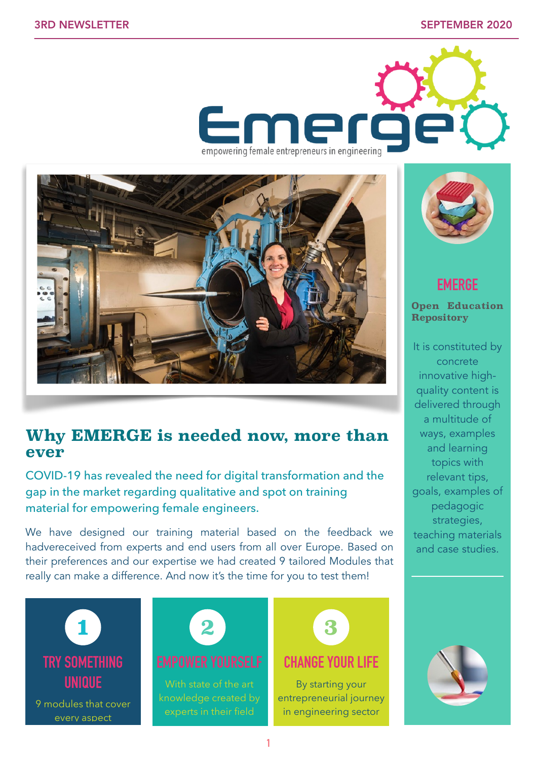# Emerge

empowering female entrepreneurs in engineering

## Why EMERGE is needed now, more than ever

COVID-19 has revealed the need for digital transformation and the gap in the market regarding qualitative and spot on training material for empowering female engineers.

We have designed our training material based on the feedback we hadvereceived from experts and end users from all over Europe. Based on their preferences and our expertise we had created 9 tailored Modules that really can make a difference. And now it's the time for you to test them!

**1**

### TRY SOMETHING UNIQUE

9 modules that cover every aspect

**2**

### EMPOWER YOURSELF

With state of the art knowledge created by experts in their field

**3**

### CHANGE YOUR LIFE

By starting your entrepreneurial journey in engineering sector

## EMERGE

**Open Education Repository**

It is constituted by concrete innovative high-quality content is delivered through a multitude of ways, examples and learning topics with relevant tips, goals, examples of pedagogic strategies, teaching materials and case studies.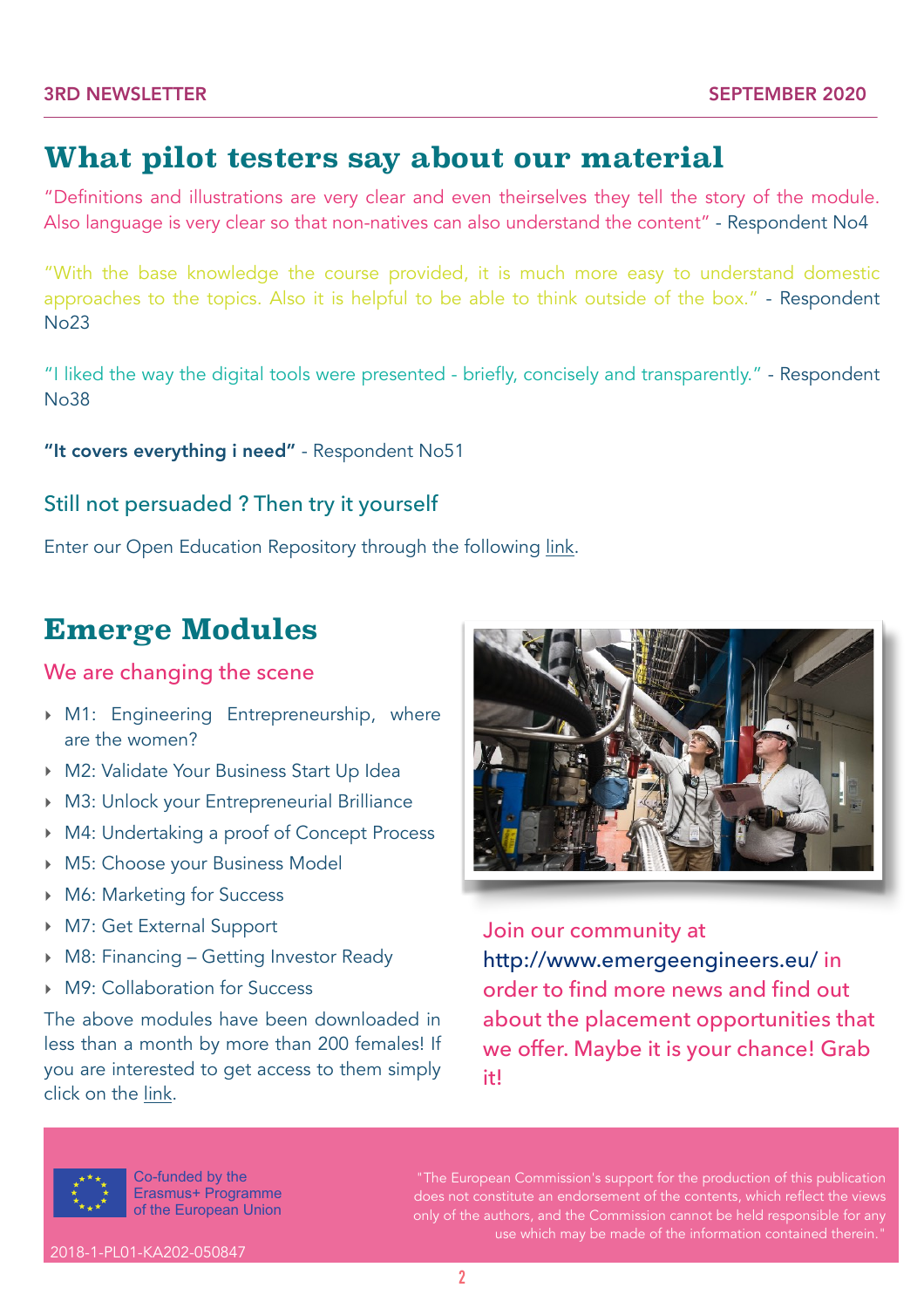## What pilot testers say about our material

"Definitions and illustrations are very clear and even theirselves they tell the story of the module. Also language is very clear so that non-natives can also understand the content" - Respondent No4

"With the base knowledge the course provided, it is much more easy to understand domestic approaches to the topics. Also it is helpful to be able to think outside of the box." - Respondent No23

"I liked the way the digital tools were presented - briefly, concisely and transparently." - Respondent No38

**"It covers everything i need"** - Respondent No51

### Still not persuaded ? Then try it yourself

Enter our Open Education Repository through the following link.

## Emerge Modules

### We are changing the scene

- M1: Engineering Entrepreneurship, where are the women?
- M2: Validate Your Business Start Up Idea
- M3: Unlock your Entrepreneurial Brilliance
- M4: Undertaking a proof of Concept Process
- M5: Choose your Business Model
- M6: Marketing for Success
- M7: Get External Support
- M8: Financing – Getting Investor Ready
- M9: Collaboration for Success

The above modules have been downloaded in less than a month by more than 200 females! If you are interested to get access to them simply click on the link.

Join our community at http://www.emergeengineers.eu/ in order to find more news and find out about the placement opportunities that we offer. Maybe it is your chance! Grab it!

Co-funded by the Erasmus+ Programme of the European Union

2018-1-PL01-KA202-050847

"The European Commission's support for the production of this publication does not constitute an endorsement of the contents, which reflect the views only of the authors, and the Commission cannot be held responsible for any use which may be made of the information contained therein."